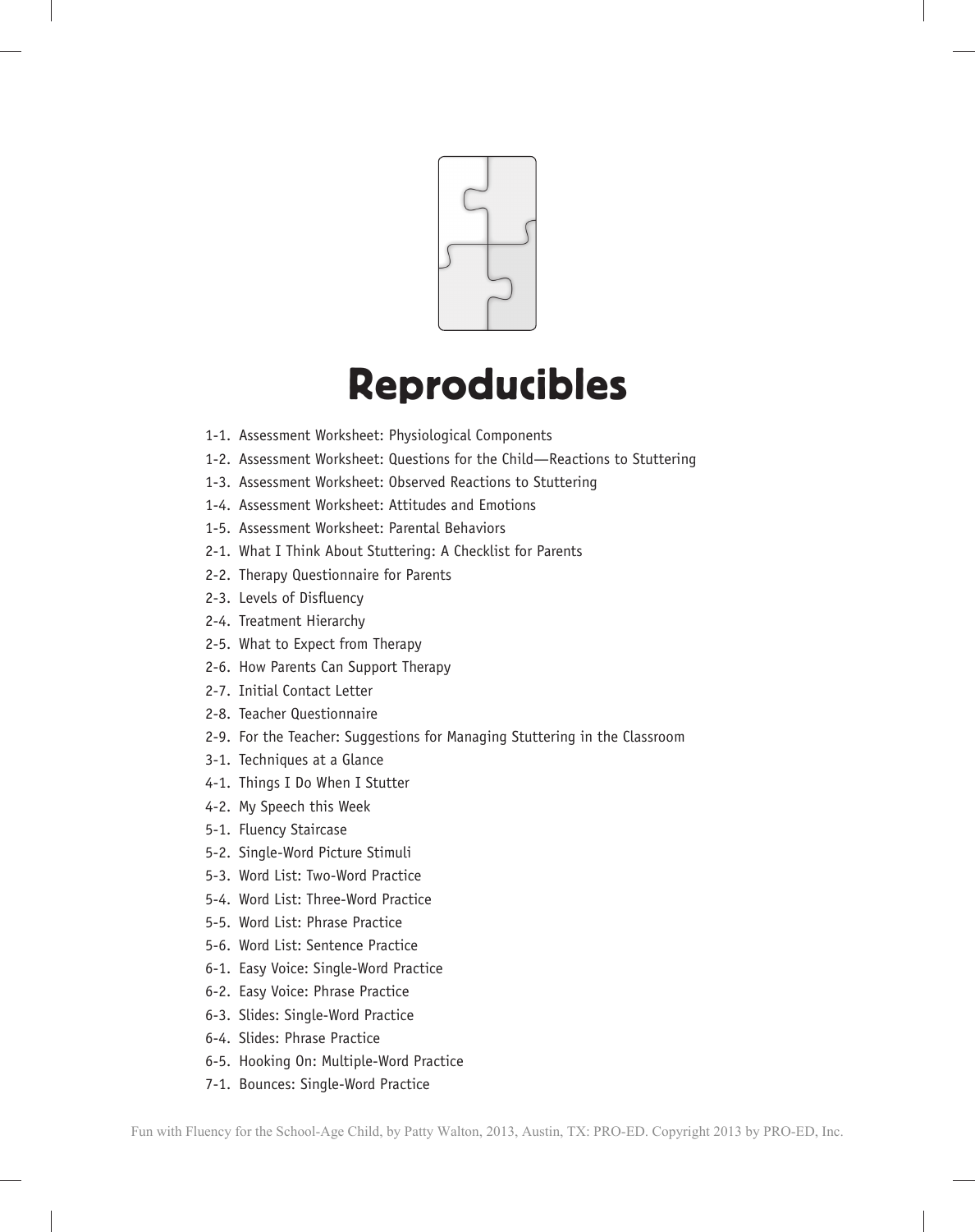# Reproducibles

1-1. Assessment Worksheet: Physiological Components
1-2. Assessment Worksheet: Questions for the Child—Reactions to Stuttering
1-3. Assessment Worksheet: Observed Reactions to Stuttering
1-4. Assessment Worksheet: Attitudes and Emotions
1-5. Assessment Worksheet: Parental Behaviors
2-1. What I Think About Stuttering: A Checklist for Parents
2-2. Therapy Questionnaire for Parents
2-3. Levels of Disfluency
2-4. Treatment Hierarchy
2-5. What to Expect from Therapy
2-6. How Parents Can Support Therapy
2-7. Initial Contact Letter
2-8. Teacher Questionnaire
2-9. For the Teacher: Suggestions for Managing Stuttering in the Classroom
3-1. Techniques at a Glance
4-1. Things I Do When I Stutter
4-2. My Speech this Week
5-1. Fluency Staircase
5-2. Single-Word Picture Stimuli
5-3. Word List: Two-Word Practice
5-4. Word List: Three-Word Practice
5-5. Word List: Phrase Practice
5-6. Word List: Sentence Practice
6-1. Easy Voice: Single-Word Practice
6-2. Easy Voice: Phrase Practice
6-3. Slides: Single-Word Practice
6-4. Slides: Phrase Practice
6-5. Hooking On: Multiple-Word Practice
7-1. Bounces: Single-Word Practice

Fun with Fluency for the School-Age Child, by Patty Walton, 2013, Austin, TX: PRO-ED. Copyright 2013 by PRO-ED, Inc.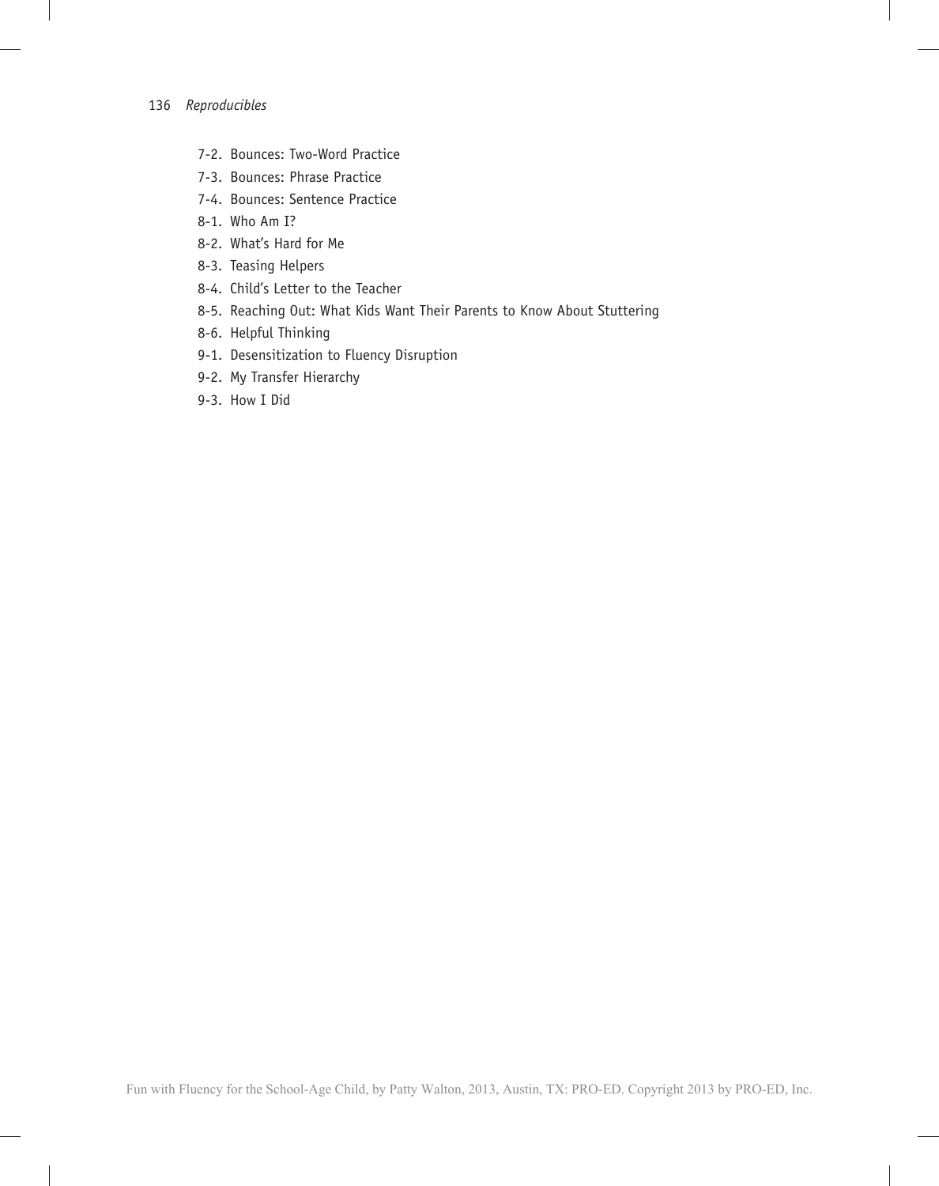7-2. Bounces: Two-Word Practice
7-3. Bounces: Phrase Practice
7-4. Bounces: Sentence Practice
8-1. Who Am I?
8-2. What's Hard for Me
8-3. Teasing Helpers
8-4. Child's Letter to the Teacher
8-5. Reaching Out: What Kids Want Their Parents to Know About Stuttering
8-6. Helpful Thinking
9-1. Desensitization to Fluency Disruption
9-2. My Transfer Hierarchy
9-3. How I Did